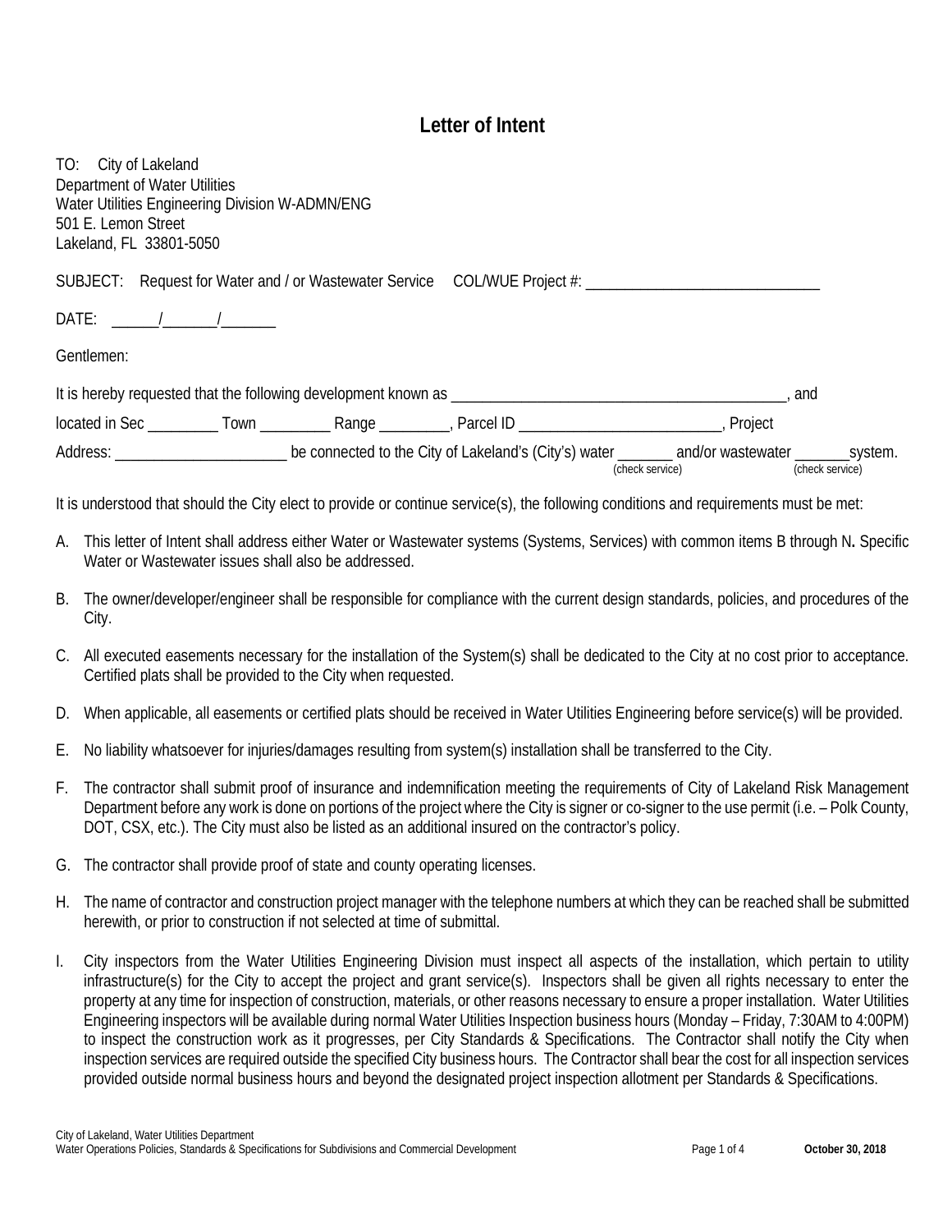# Letter of Intent

TO: City of Lakeland
Department of Water Utilities
Water Utilities Engineering Division W-ADMN/ENG
501 E. Lemon Street
Lakeland, FL 33801-5050

SUBJECT: Request for Water and / or Wastewater Service COL/WUE Project #: ______________________________

DATE: ______/_______/_______

Gentlemen:

It is hereby requested that the following development known as ____________________________________________, and located in Sec _________ Town _________ Range _________, Parcel ID __________________________, Project Address: ______________________ be connected to the City of Lakeland's (City's) water _______ (check service) and/or wastewater _______ (check service) system.

It is understood that should the City elect to provide or continue service(s), the following conditions and requirements must be met:

A. This letter of Intent shall address either Water or Wastewater systems (Systems, Services) with common items B through N**.** Specific Water or Wastewater issues shall also be addressed.

B. The owner/developer/engineer shall be responsible for compliance with the current design standards, policies, and procedures of the City.

C. All executed easements necessary for the installation of the System(s) shall be dedicated to the City at no cost prior to acceptance. Certified plats shall be provided to the City when requested.

D. When applicable, all easements or certified plats should be received in Water Utilities Engineering before service(s) will be provided.

E. No liability whatsoever for injuries/damages resulting from system(s) installation shall be transferred to the City.

F. The contractor shall submit proof of insurance and indemnification meeting the requirements of City of Lakeland Risk Management Department before any work is done on portions of the project where the City is signer or co-signer to the use permit (i.e. – Polk County, DOT, CSX, etc.). The City must also be listed as an additional insured on the contractor's policy.

G. The contractor shall provide proof of state and county operating licenses.

H. The name of contractor and construction project manager with the telephone numbers at which they can be reached shall be submitted herewith, or prior to construction if not selected at time of submittal.

I. City inspectors from the Water Utilities Engineering Division must inspect all aspects of the installation, which pertain to utility infrastructure(s) for the City to accept the project and grant service(s). Inspectors shall be given all rights necessary to enter the property at any time for inspection of construction, materials, or other reasons necessary to ensure a proper installation. Water Utilities Engineering inspectors will be available during normal Water Utilities Inspection business hours (Monday – Friday, 7:30AM to 4:00PM) to inspect the construction work as it progresses, per City Standards & Specifications. The Contractor shall notify the City when inspection services are required outside the specified City business hours. The Contractor shall bear the cost for all inspection services provided outside normal business hours and beyond the designated project inspection allotment per Standards & Specifications.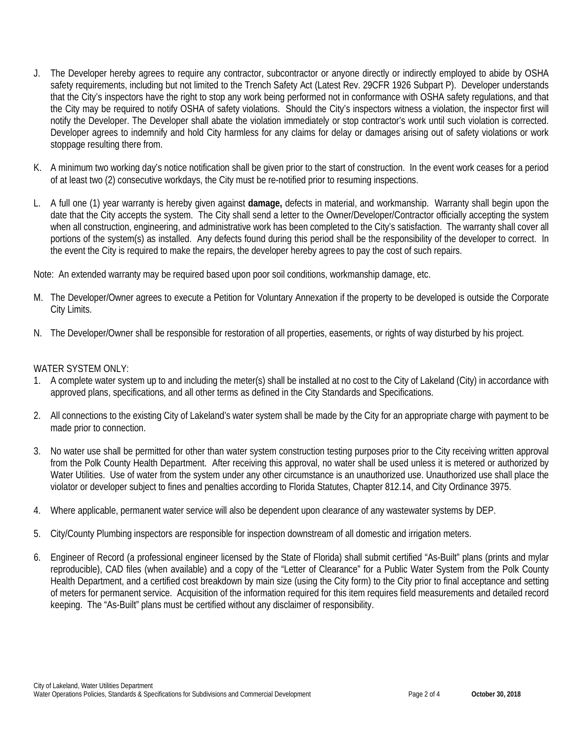J. The Developer hereby agrees to require any contractor, subcontractor or anyone directly or indirectly employed to abide by OSHA safety requirements, including but not limited to the Trench Safety Act (Latest Rev. 29CFR 1926 Subpart P). Developer understands that the City's inspectors have the right to stop any work being performed not in conformance with OSHA safety regulations, and that the City may be required to notify OSHA of safety violations. Should the City's inspectors witness a violation, the inspector first will notify the Developer. The Developer shall abate the violation immediately or stop contractor's work until such violation is corrected. Developer agrees to indemnify and hold City harmless for any claims for delay or damages arising out of safety violations or work stoppage resulting there from.

K. A minimum two working day's notice notification shall be given prior to the start of construction. In the event work ceases for a period of at least two (2) consecutive workdays, the City must be re-notified prior to resuming inspections.

L. A full one (1) year warranty is hereby given against **damage,** defects in material, and workmanship. Warranty shall begin upon the date that the City accepts the system. The City shall send a letter to the Owner/Developer/Contractor officially accepting the system when all construction, engineering, and administrative work has been completed to the City's satisfaction. The warranty shall cover all portions of the system(s) as installed. Any defects found during this period shall be the responsibility of the developer to correct. In the event the City is required to make the repairs, the developer hereby agrees to pay the cost of such repairs.

Note: An extended warranty may be required based upon poor soil conditions, workmanship damage, etc.

M. The Developer/Owner agrees to execute a Petition for Voluntary Annexation if the property to be developed is outside the Corporate City Limits.

N. The Developer/Owner shall be responsible for restoration of all properties, easements, or rights of way disturbed by his project.

WATER SYSTEM ONLY:

1. A complete water system up to and including the meter(s) shall be installed at no cost to the City of Lakeland (City) in accordance with approved plans, specifications, and all other terms as defined in the City Standards and Specifications.

2. All connections to the existing City of Lakeland's water system shall be made by the City for an appropriate charge with payment to be made prior to connection.

3. No water use shall be permitted for other than water system construction testing purposes prior to the City receiving written approval from the Polk County Health Department. After receiving this approval, no water shall be used unless it is metered or authorized by Water Utilities. Use of water from the system under any other circumstance is an unauthorized use. Unauthorized use shall place the violator or developer subject to fines and penalties according to Florida Statutes, Chapter 812.14, and City Ordinance 3975.

4. Where applicable, permanent water service will also be dependent upon clearance of any wastewater systems by DEP.

5. City/County Plumbing inspectors are responsible for inspection downstream of all domestic and irrigation meters.

6. Engineer of Record (a professional engineer licensed by the State of Florida) shall submit certified "As-Built" plans (prints and mylar reproducible), CAD files (when available) and a copy of the "Letter of Clearance" for a Public Water System from the Polk County Health Department, and a certified cost breakdown by main size (using the City form) to the City prior to final acceptance and setting of meters for permanent service. Acquisition of the information required for this item requires field measurements and detailed record keeping. The "As-Built" plans must be certified without any disclaimer of responsibility.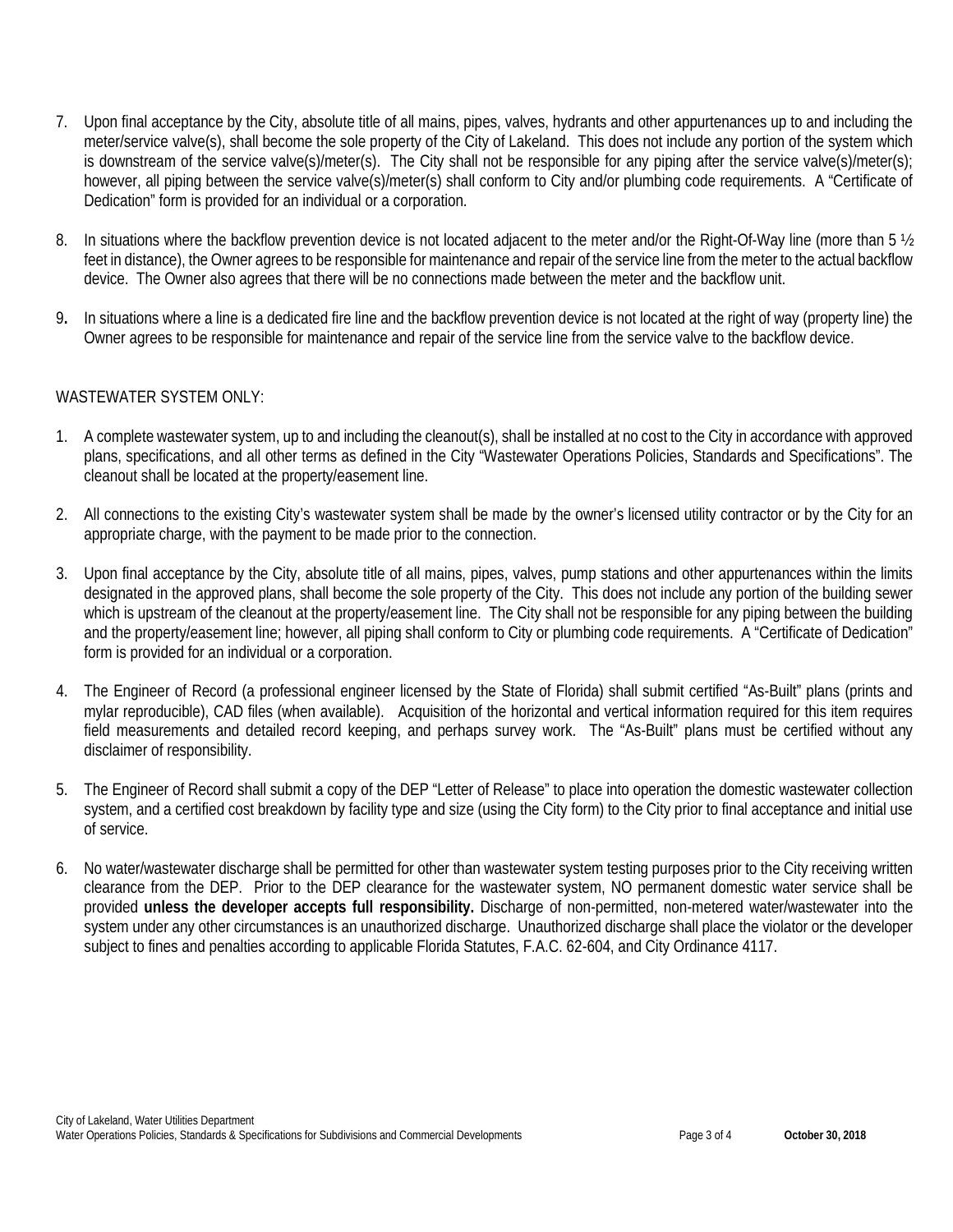7. Upon final acceptance by the City, absolute title of all mains, pipes, valves, hydrants and other appurtenances up to and including the meter/service valve(s), shall become the sole property of the City of Lakeland. This does not include any portion of the system which is downstream of the service valve(s)/meter(s). The City shall not be responsible for any piping after the service valve(s)/meter(s); however, all piping between the service valve(s)/meter(s) shall conform to City and/or plumbing code requirements. A "Certificate of Dedication" form is provided for an individual or a corporation.

8. In situations where the backflow prevention device is not located adjacent to the meter and/or the Right-Of-Way line (more than 5 ½ feet in distance), the Owner agrees to be responsible for maintenance and repair of the service line from the meter to the actual backflow device. The Owner also agrees that there will be no connections made between the meter and the backflow unit.

9. In situations where a line is a dedicated fire line and the backflow prevention device is not located at the right of way (property line) the Owner agrees to be responsible for maintenance and repair of the service line from the service valve to the backflow device.

WASTEWATER SYSTEM ONLY:

1. A complete wastewater system, up to and including the cleanout(s), shall be installed at no cost to the City in accordance with approved plans, specifications, and all other terms as defined in the City "Wastewater Operations Policies, Standards and Specifications". The cleanout shall be located at the property/easement line.

2. All connections to the existing City's wastewater system shall be made by the owner's licensed utility contractor or by the City for an appropriate charge, with the payment to be made prior to the connection.

3. Upon final acceptance by the City, absolute title of all mains, pipes, valves, pump stations and other appurtenances within the limits designated in the approved plans, shall become the sole property of the City. This does not include any portion of the building sewer which is upstream of the cleanout at the property/easement line. The City shall not be responsible for any piping between the building and the property/easement line; however, all piping shall conform to City or plumbing code requirements. A "Certificate of Dedication" form is provided for an individual or a corporation.

4. The Engineer of Record (a professional engineer licensed by the State of Florida) shall submit certified "As-Built" plans (prints and mylar reproducible), CAD files (when available). Acquisition of the horizontal and vertical information required for this item requires field measurements and detailed record keeping, and perhaps survey work. The "As-Built" plans must be certified without any disclaimer of responsibility.

5. The Engineer of Record shall submit a copy of the DEP "Letter of Release" to place into operation the domestic wastewater collection system, and a certified cost breakdown by facility type and size (using the City form) to the City prior to final acceptance and initial use of service.

6. No water/wastewater discharge shall be permitted for other than wastewater system testing purposes prior to the City receiving written clearance from the DEP. Prior to the DEP clearance for the wastewater system, NO permanent domestic water service shall be provided **unless the developer accepts full responsibility.** Discharge of non-permitted, non-metered water/wastewater into the system under any other circumstances is an unauthorized discharge. Unauthorized discharge shall place the violator or the developer subject to fines and penalties according to applicable Florida Statutes, F.A.C. 62-604, and City Ordinance 4117.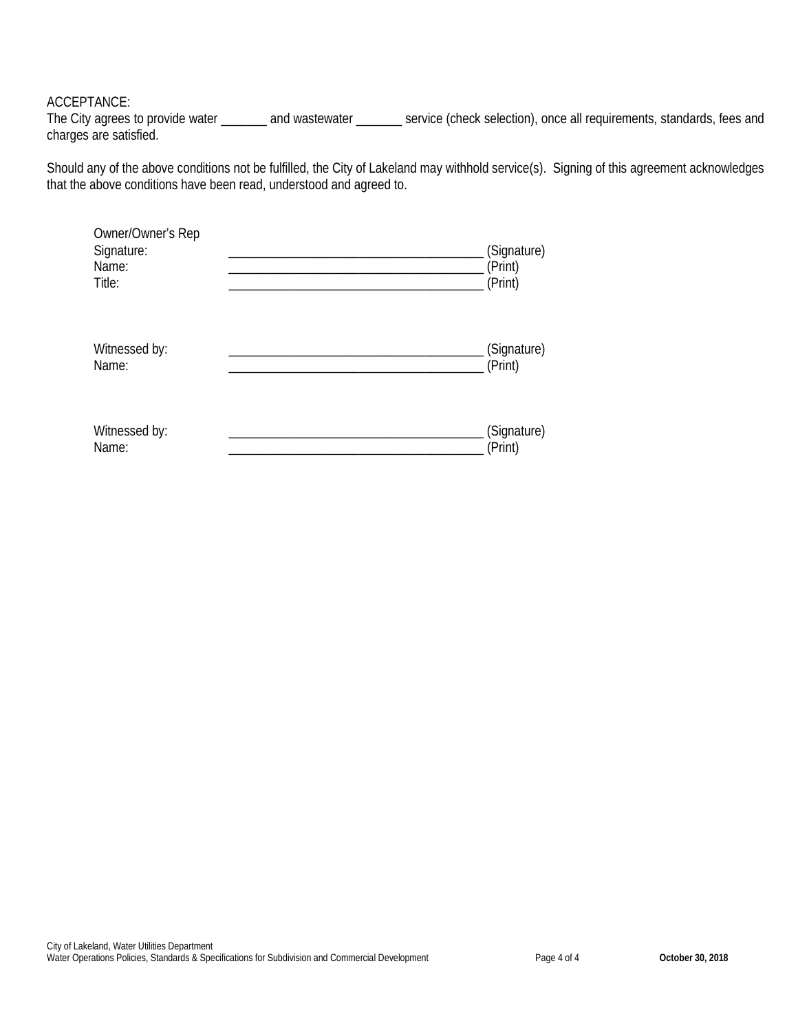ACCEPTANCE:
The City agrees to provide water _______ and wastewater _______ service (check selection), once all requirements, standards, fees and charges are satisfied.

Should any of the above conditions not be fulfilled, the City of Lakeland may withhold service(s). Signing of this agreement acknowledges that the above conditions have been read, understood and agreed to.

Owner/Owner's Rep
Signature: _______________________________________ (Signature)
Name: _______________________________________ (Print)
Title: _______________________________________ (Print)

Witnessed by: _______________________________________ (Signature)
Name: _______________________________________ (Print)

Witnessed by: _______________________________________ (Signature)
Name: _______________________________________ (Print)